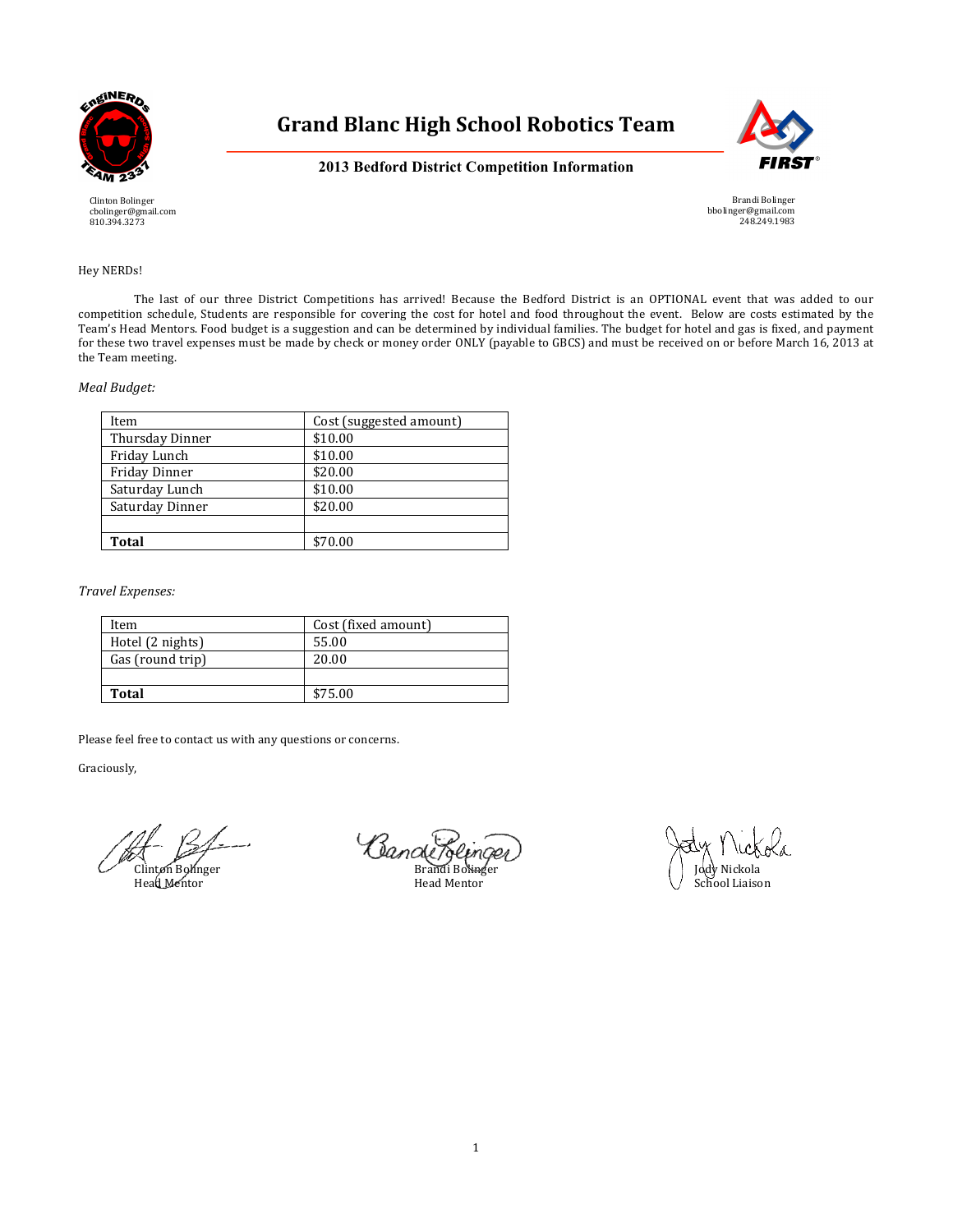# Grand Blanc High School Robotics Team

## 2013 Bedford District Competition Information

Clinton Bolinger
cbolinger@gmail.com
810.394.3273

Brandi Bolinger
bbolinger@gmail.com
248.249.1983

Hey NERDs!

The last of our three District Competitions has arrived! Because the Bedford District is an OPTIONAL event that was added to our competition schedule, Students are responsible for covering the cost for hotel and food throughout the event. Below are costs estimated by the Team's Head Mentors. Food budget is a suggestion and can be determined by individual families. The budget for hotel and gas is fixed, and payment for these two travel expenses must be made by check or money order ONLY (payable to GBCS) and must be received on or before March 16, 2013 at the Team meeting.

*Meal Budget:*

| Item | Cost (suggested amount) |
|---|---|
| Thursday Dinner | $10.00 |
| Friday Lunch | $10.00 |
| Friday Dinner | $20.00 |
| Saturday Lunch | $10.00 |
| Saturday Dinner | $20.00 |
| | |
| **Total** | $70.00 |

*Travel Expenses:*

| Item | Cost (fixed amount) |
|---|---|
| Hotel (2 nights) | 55.00 |
| Gas (round trip) | 20.00 |
| | |
| **Total** | $75.00 |

Please feel free to contact us with any questions or concerns.

Graciously,

Clinton Bolinger
Head Mentor

Brandi Bolinger
Head Mentor

Jody Nickola
School Liaison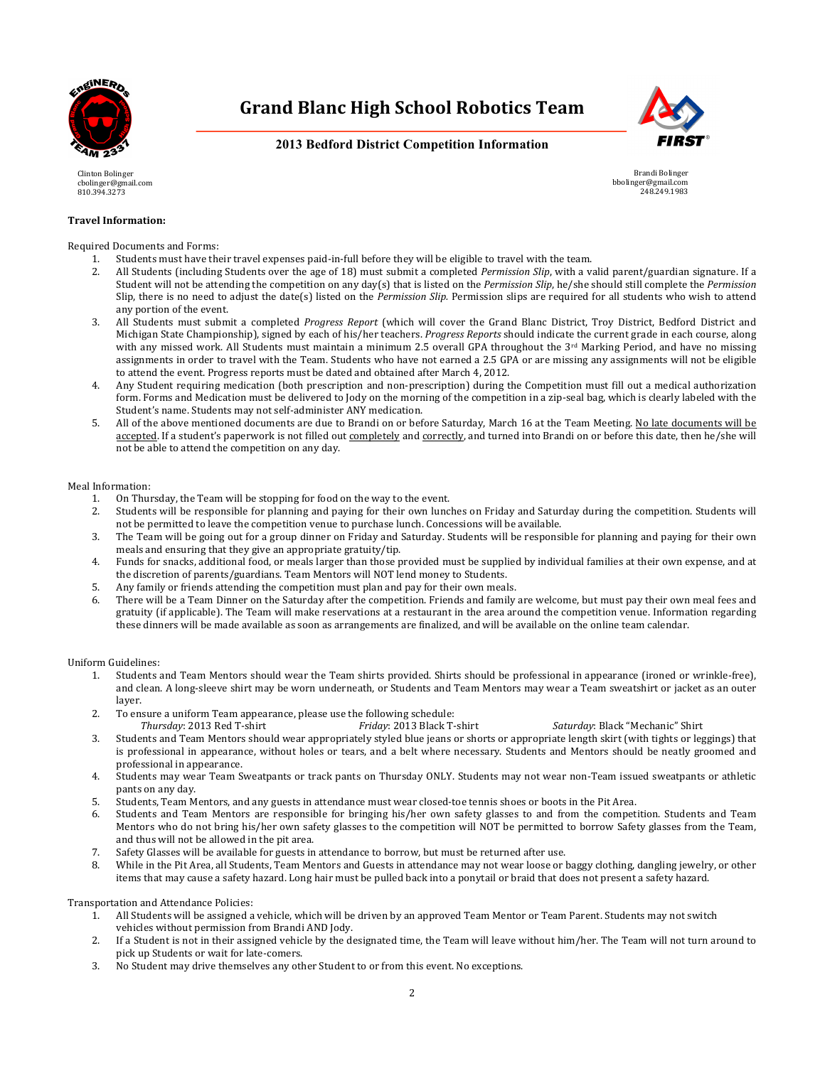# Grand Blanc High School Robotics Team

## 2013 Bedford District Competition Information

Clinton Bolinger
cbolinger@gmail.com
810.394.3273

Brandi Bolinger
bbolinger@gmail.com
248.249.1983

**Travel Information:**

Required Documents and Forms:

1. Students must have their travel expenses paid-in-full before they will be eligible to travel with the team.
2. All Students (including Students over the age of 18) must submit a completed *Permission Slip*, with a valid parent/guardian signature. If a Student will not be attending the competition on any day(s) that is listed on the *Permission Slip*, he/she should still complete the *Permission* Slip, there is no need to adjust the date(s) listed on the *Permission Slip*. Permission slips are required for all students who wish to attend any portion of the event.
3. All Students must submit a completed *Progress Report* (which will cover the Grand Blanc District, Troy District, Bedford District and Michigan State Championship), signed by each of his/her teachers. *Progress Reports* should indicate the current grade in each course, along with any missed work. All Students must maintain a minimum 2.5 overall GPA throughout the 3rd Marking Period, and have no missing assignments in order to travel with the Team. Students who have not earned a 2.5 GPA or are missing any assignments will not be eligible to attend the event. Progress reports must be dated and obtained after March 4, 2012.
4. Any Student requiring medication (both prescription and non-prescription) during the Competition must fill out a medical authorization form. Forms and Medication must be delivered to Jody on the morning of the competition in a zip-seal bag, which is clearly labeled with the Student's name. Students may not self-administer ANY medication.
5. All of the above mentioned documents are due to Brandi on or before Saturday, March 16 at the Team Meeting. No late documents will be accepted. If a student's paperwork is not filled out completely and correctly, and turned into Brandi on or before this date, then he/she will not be able to attend the competition on any day.

Meal Information:

1. On Thursday, the Team will be stopping for food on the way to the event.
2. Students will be responsible for planning and paying for their own lunches on Friday and Saturday during the competition. Students will not be permitted to leave the competition venue to purchase lunch. Concessions will be available.
3. The Team will be going out for a group dinner on Friday and Saturday. Students will be responsible for planning and paying for their own meals and ensuring that they give an appropriate gratuity/tip.
4. Funds for snacks, additional food, or meals larger than those provided must be supplied by individual families at their own expense, and at the discretion of parents/guardians. Team Mentors will NOT lend money to Students.
5. Any family or friends attending the competition must plan and pay for their own meals.
6. There will be a Team Dinner on the Saturday after the competition. Friends and family are welcome, but must pay their own meal fees and gratuity (if applicable). The Team will make reservations at a restaurant in the area around the competition venue. Information regarding these dinners will be made available as soon as arrangements are finalized, and will be available on the online team calendar.

Uniform Guidelines:

1. Students and Team Mentors should wear the Team shirts provided. Shirts should be professional in appearance (ironed or wrinkle-free), and clean. A long-sleeve shirt may be worn underneath, or Students and Team Mentors may wear a Team sweatshirt or jacket as an outer layer.
2. To ensure a uniform Team appearance, please use the following schedule:
   *Thursday*: 2013 Red T-shirt *Friday*: 2013 Black T-shirt *Saturday*: Black "Mechanic" Shirt
3. Students and Team Mentors should wear appropriately styled blue jeans or shorts or appropriate length skirt (with tights or leggings) that is professional in appearance, without holes or tears, and a belt where necessary. Students and Mentors should be neatly groomed and professional in appearance.
4. Students may wear Team Sweatpants or track pants on Thursday ONLY. Students may not wear non-Team issued sweatpants or athletic pants on any day.
5. Students, Team Mentors, and any guests in attendance must wear closed-toe tennis shoes or boots in the Pit Area.
6. Students and Team Mentors are responsible for bringing his/her own safety glasses to and from the competition. Students and Team Mentors who do not bring his/her own safety glasses to the competition will NOT be permitted to borrow Safety glasses from the Team, and thus will not be allowed in the pit area.
7. Safety Glasses will be available for guests in attendance to borrow, but must be returned after use.
8. While in the Pit Area, all Students, Team Mentors and Guests in attendance may not wear loose or baggy clothing, dangling jewelry, or other items that may cause a safety hazard. Long hair must be pulled back into a ponytail or braid that does not present a safety hazard.

Transportation and Attendance Policies:

1. All Students will be assigned a vehicle, which will be driven by an approved Team Mentor or Team Parent. Students may not switch vehicles without permission from Brandi AND Jody.
2. If a Student is not in their assigned vehicle by the designated time, the Team will leave without him/her. The Team will not turn around to pick up Students or wait for late-comers.
3. No Student may drive themselves any other Student to or from this event. No exceptions.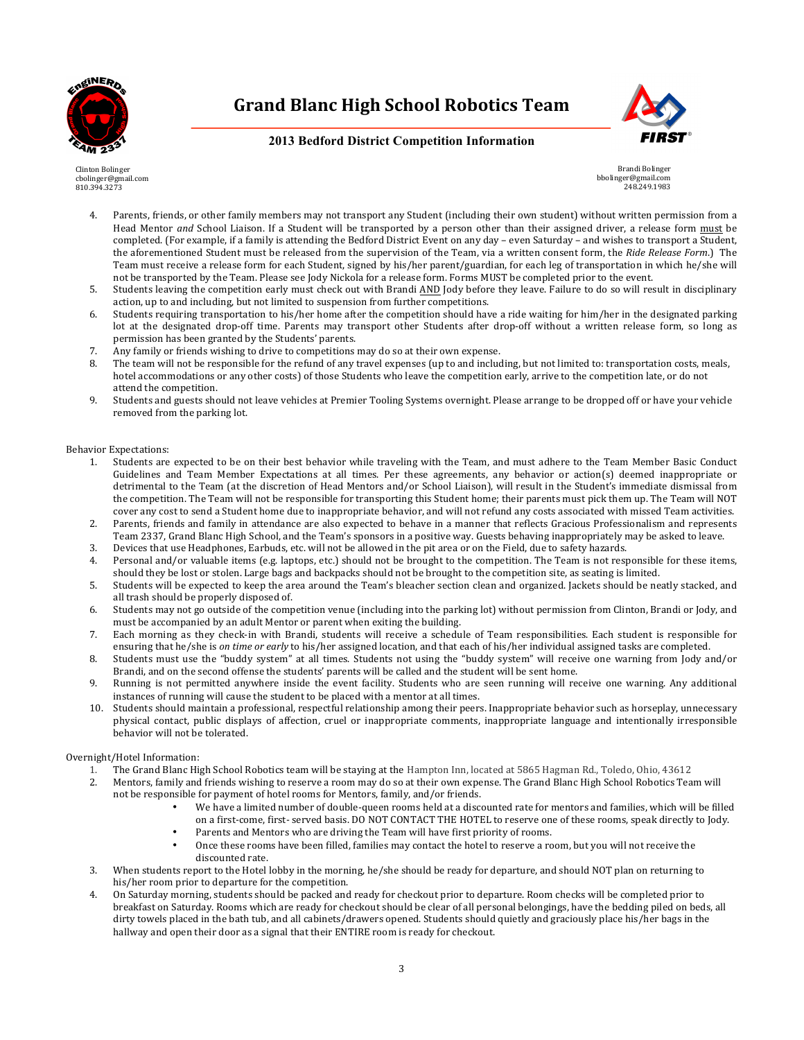4. Parents, friends, or other family members may not transport any Student (including their own student) without written permission from a Head Mentor *and* School Liaison. If a Student will be transported by a person other than their assigned driver, a release form must be completed. (For example, if a family is attending the Bedford District Event on any day – even Saturday – and wishes to transport a Student, the aforementioned Student must be released from the supervision of the Team, via a written consent form, the *Ride Release Form*.) The Team must receive a release form for each Student, signed by his/her parent/guardian, for each leg of transportation in which he/she will not be transported by the Team. Please see Jody Nickola for a release form. Forms MUST be completed prior to the event.
5. Students leaving the competition early must check out with Brandi AND Jody before they leave. Failure to do so will result in disciplinary action, up to and including, but not limited to suspension from further competitions.
6. Students requiring transportation to his/her home after the competition should have a ride waiting for him/her in the designated parking lot at the designated drop-off time. Parents may transport other Students after drop-off without a written release form, so long as permission has been granted by the Students' parents.
7. Any family or friends wishing to drive to competitions may do so at their own expense.
8. The team will not be responsible for the refund of any travel expenses (up to and including, but not limited to: transportation costs, meals, hotel accommodations or any other costs) of those Students who leave the competition early, arrive to the competition late, or do not attend the competition.
9. Students and guests should not leave vehicles at Premier Tooling Systems overnight. Please arrange to be dropped off or have your vehicle removed from the parking lot.

Behavior Expectations:

1. Students are expected to be on their best behavior while traveling with the Team, and must adhere to the Team Member Basic Conduct Guidelines and Team Member Expectations at all times. Per these agreements, any behavior or action(s) deemed inappropriate or detrimental to the Team (at the discretion of Head Mentors and/or School Liaison), will result in the Student's immediate dismissal from the competition. The Team will not be responsible for transporting this Student home; their parents must pick them up. The Team will NOT cover any cost to send a Student home due to inappropriate behavior, and will not refund any costs associated with missed Team activities.
2. Parents, friends and family in attendance are also expected to behave in a manner that reflects Gracious Professionalism and represents Team 2337, Grand Blanc High School, and the Team's sponsors in a positive way. Guests behaving inappropriately may be asked to leave.
3. Devices that use Headphones, Earbuds, etc. will not be allowed in the pit area or on the Field, due to safety hazards.
4. Personal and/or valuable items (e.g. laptops, etc.) should not be brought to the competition. The Team is not responsible for these items, should they be lost or stolen. Large bags and backpacks should not be brought to the competition site, as seating is limited.
5. Students will be expected to keep the area around the Team's bleacher section clean and organized. Jackets should be neatly stacked, and all trash should be properly disposed of.
6. Students may not go outside of the competition venue (including into the parking lot) without permission from Clinton, Brandi or Jody, and must be accompanied by an adult Mentor or parent when exiting the building.
7. Each morning as they check-in with Brandi, students will receive a schedule of Team responsibilities. Each student is responsible for ensuring that he/she is *on time or early* to his/her assigned location, and that each of his/her individual assigned tasks are completed.
8. Students must use the "buddy system" at all times. Students not using the "buddy system" will receive one warning from Jody and/or Brandi, and on the second offense the students' parents will be called and the student will be sent home.
9. Running is not permitted anywhere inside the event facility. Students who are seen running will receive one warning. Any additional instances of running will cause the student to be placed with a mentor at all times.
10. Students should maintain a professional, respectful relationship among their peers. Inappropriate behavior such as horseplay, unnecessary physical contact, public displays of affection, cruel or inappropriate comments, inappropriate language and intentionally irresponsible behavior will not be tolerated.

Overnight/Hotel Information:

1. The Grand Blanc High School Robotics team will be staying at the Hampton Inn, located at 5865 Hagman Rd., Toledo, Ohio, 43612
2. Mentors, family and friends wishing to reserve a room may do so at their own expense. The Grand Blanc High School Robotics Team will not be responsible for payment of hotel rooms for Mentors, family, and/or friends.
   - We have a limited number of double-queen rooms held at a discounted rate for mentors and families, which will be filled on a first-come, first- served basis. DO NOT CONTACT THE HOTEL to reserve one of these rooms, speak directly to Jody.
   - Parents and Mentors who are driving the Team will have first priority of rooms.
   - Once these rooms have been filled, families may contact the hotel to reserve a room, but you will not receive the discounted rate.
3. When students report to the Hotel lobby in the morning, he/she should be ready for departure, and should NOT plan on returning to his/her room prior to departure for the competition.
4. On Saturday morning, students should be packed and ready for checkout prior to departure. Room checks will be completed prior to breakfast on Saturday. Rooms which are ready for checkout should be clear of all personal belongings, have the bedding piled on beds, all dirty towels placed in the bath tub, and all cabinets/drawers opened. Students should quietly and graciously place his/her bags in the hallway and open their door as a signal that their ENTIRE room is ready for checkout.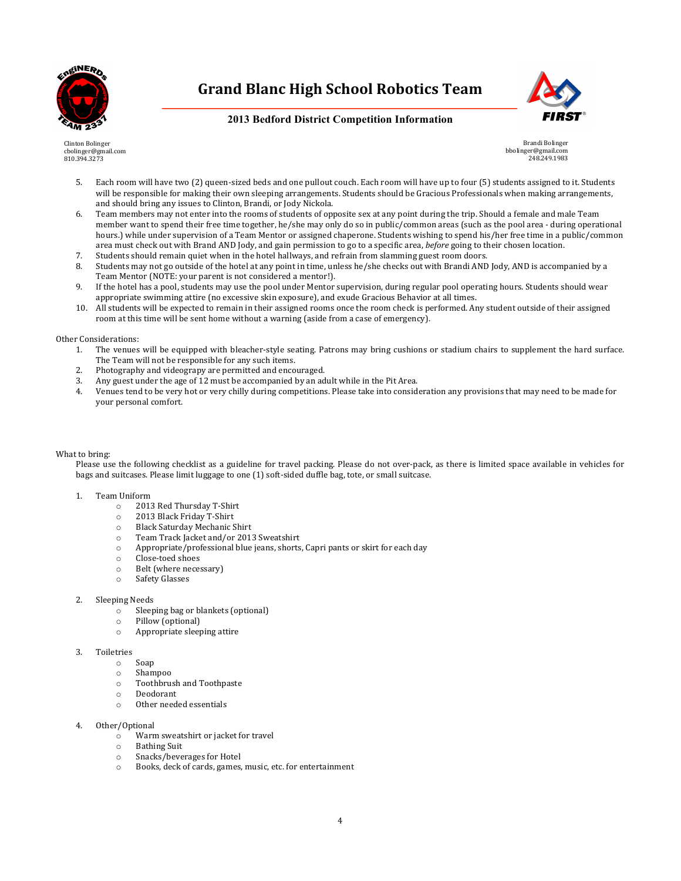# Grand Blanc High School Robotics Team

## 2013 Bedford District Competition Information

Clinton Bolinger
cbolinger@gmail.com
810.394.3273

Brandi Bolinger
bbolinger@gmail.com
248.249.1983

5. Each room will have two (2) queen-sized beds and one pullout couch. Each room will have up to four (5) students assigned to it. Students will be responsible for making their own sleeping arrangements. Students should be Gracious Professionals when making arrangements, and should bring any issues to Clinton, Brandi, or Jody Nickola.
6. Team members may not enter into the rooms of students of opposite sex at any point during the trip. Should a female and male Team member want to spend their free time together, he/she may only do so in public/common areas (such as the pool area - during operational hours.) while under supervision of a Team Mentor or assigned chaperone. Students wishing to spend his/her free time in a public/common area must check out with Brand AND Jody, and gain permission to go to a specific area, *before* going to their chosen location.
7. Students should remain quiet when in the hotel hallways, and refrain from slamming guest room doors.
8. Students may not go outside of the hotel at any point in time, unless he/she checks out with Brandi AND Jody, AND is accompanied by a Team Mentor (NOTE: your parent is not considered a mentor!).
9. If the hotel has a pool, students may use the pool under Mentor supervision, during regular pool operating hours. Students should wear appropriate swimming attire (no excessive skin exposure), and exude Gracious Behavior at all times.
10. All students will be expected to remain in their assigned rooms once the room check is performed. Any student outside of their assigned room at this time will be sent home without a warning (aside from a case of emergency).

Other Considerations:

1. The venues will be equipped with bleacher-style seating. Patrons may bring cushions or stadium chairs to supplement the hard surface. The Team will not be responsible for any such items.
2. Photography and videograpy are permitted and encouraged.
3. Any guest under the age of 12 must be accompanied by an adult while in the Pit Area.
4. Venues tend to be very hot or very chilly during competitions. Please take into consideration any provisions that may need to be made for your personal comfort.

What to bring:

Please use the following checklist as a guideline for travel packing. Please do not over-pack, as there is limited space available in vehicles for bags and suitcases. Please limit luggage to one (1) soft-sided duffle bag, tote, or small suitcase.

1. Team Uniform
   - 2013 Red Thursday T-Shirt
   - 2013 Black Friday T-Shirt
   - Black Saturday Mechanic Shirt
   - Team Track Jacket and/or 2013 Sweatshirt
   - Appropriate/professional blue jeans, shorts, Capri pants or skirt for each day
   - Close-toed shoes
   - Belt (where necessary)
   - Safety Glasses
2. Sleeping Needs
   - Sleeping bag or blankets (optional)
   - Pillow (optional)
   - Appropriate sleeping attire
3. Toiletries
   - Soap
   - Shampoo
   - Toothbrush and Toothpaste
   - Deodorant
   - Other needed essentials
4. Other/Optional
   - Warm sweatshirt or jacket for travel
   - Bathing Suit
   - Snacks/beverages for Hotel
   - Books, deck of cards, games, music, etc. for entertainment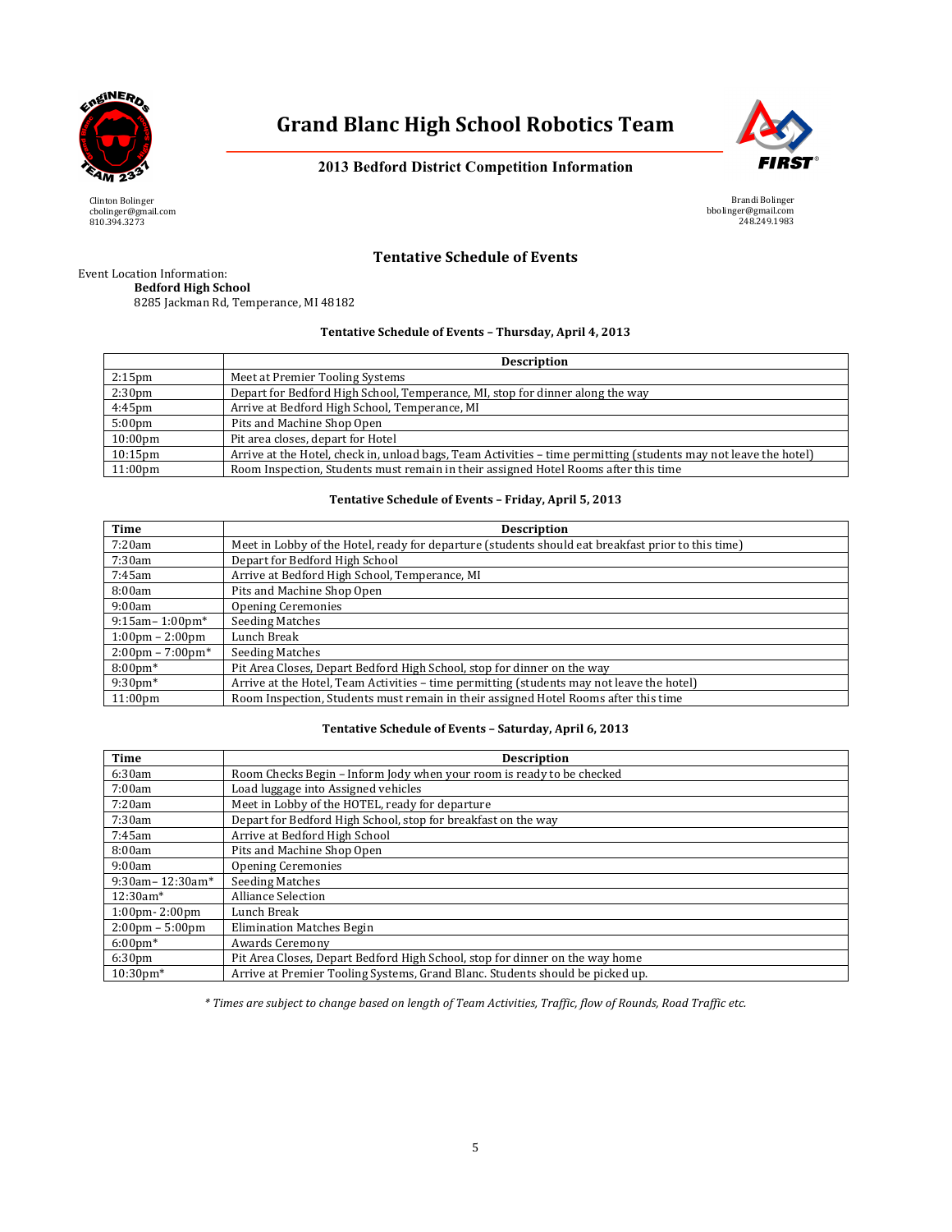# Grand Blanc High School Robotics Team

## 2013 Bedford District Competition Information

Clinton Bolinger
cbolinger@gmail.com
810.394.3273

Brandi Bolinger
bbolinger@gmail.com
248.249.1983

### Tentative Schedule of Events

Event Location Information:
**Bedford High School**
8285 Jackman Rd, Temperance, MI 48182

**Tentative Schedule of Events – Thursday, April 4, 2013**

| | Description |
|---|---|
| 2:15pm | Meet at Premier Tooling Systems |
| 2:30pm | Depart for Bedford High School, Temperance, MI, stop for dinner along the way |
| 4:45pm | Arrive at Bedford High School, Temperance, MI |
| 5:00pm | Pits and Machine Shop Open |
| 10:00pm | Pit area closes, depart for Hotel |
| 10:15pm | Arrive at the Hotel, check in, unload bags, Team Activities – time permitting (students may not leave the hotel) |
| 11:00pm | Room Inspection, Students must remain in their assigned Hotel Rooms after this time |

**Tentative Schedule of Events – Friday, April 5, 2013**

| Time | Description |
|---|---|
| 7:20am | Meet in Lobby of the Hotel, ready for departure (students should eat breakfast prior to this time) |
| 7:30am | Depart for Bedford High School |
| 7:45am | Arrive at Bedford High School, Temperance, MI |
| 8:00am | Pits and Machine Shop Open |
| 9:00am | Opening Ceremonies |
| 9:15am– 1:00pm* | Seeding Matches |
| 1:00pm – 2:00pm | Lunch Break |
| 2:00pm – 7:00pm* | Seeding Matches |
| 8:00pm* | Pit Area Closes, Depart Bedford High School, stop for dinner on the way |
| 9:30pm* | Arrive at the Hotel, Team Activities – time permitting (students may not leave the hotel) |
| 11:00pm | Room Inspection, Students must remain in their assigned Hotel Rooms after this time |

**Tentative Schedule of Events – Saturday, April 6, 2013**

| Time | Description |
|---|---|
| 6:30am | Room Checks Begin – Inform Jody when your room is ready to be checked |
| 7:00am | Load luggage into Assigned vehicles |
| 7:20am | Meet in Lobby of the HOTEL, ready for departure |
| 7:30am | Depart for Bedford High School, stop for breakfast on the way |
| 7:45am | Arrive at Bedford High School |
| 8:00am | Pits and Machine Shop Open |
| 9:00am | Opening Ceremonies |
| 9:30am– 12:30am* | Seeding Matches |
| 12:30am* | Alliance Selection |
| 1:00pm- 2:00pm | Lunch Break |
| 2:00pm – 5:00pm | Elimination Matches Begin |
| 6:00pm* | Awards Ceremony |
| 6:30pm | Pit Area Closes, Depart Bedford High School, stop for dinner on the way home |
| 10:30pm* | Arrive at Premier Tooling Systems, Grand Blanc. Students should be picked up. |

*\* Times are subject to change based on length of Team Activities, Traffic, flow of Rounds, Road Traffic etc.*